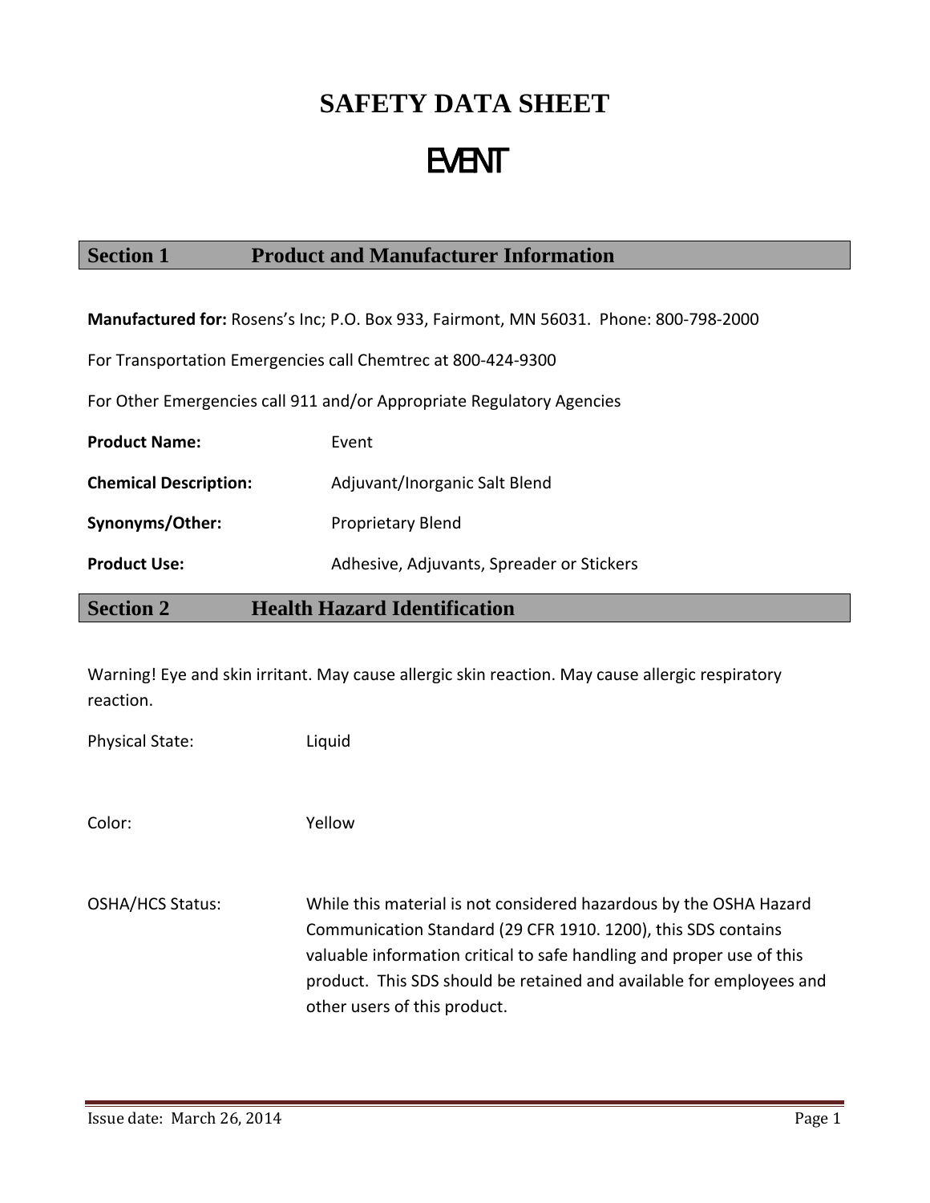# SAFETY DATA SHEET

# EVENT

## Section 1 Product and Manufacturer Information

**Manufactured for:** Rosens's Inc; P.O. Box 933, Fairmont, MN 56031. Phone: 800-798-2000

For Transportation Emergencies call Chemtrec at 800-424-9300

For Other Emergencies call 911 and/or Appropriate Regulatory Agencies

**Product Name:** Event

**Chemical Description:** Adjuvant/Inorganic Salt Blend

**Synonyms/Other:** Proprietary Blend

**Product Use:** Adhesive, Adjuvants, Spreader or Stickers

## Section 2 Health Hazard Identification

Warning! Eye and skin irritant. May cause allergic skin reaction. May cause allergic respiratory reaction.

Physical State: Liquid

Color: Yellow

OSHA/HCS Status: While this material is not considered hazardous by the OSHA Hazard Communication Standard (29 CFR 1910. 1200), this SDS contains valuable information critical to safe handling and proper use of this product. This SDS should be retained and available for employees and other users of this product.

Issue date: March 26, 2014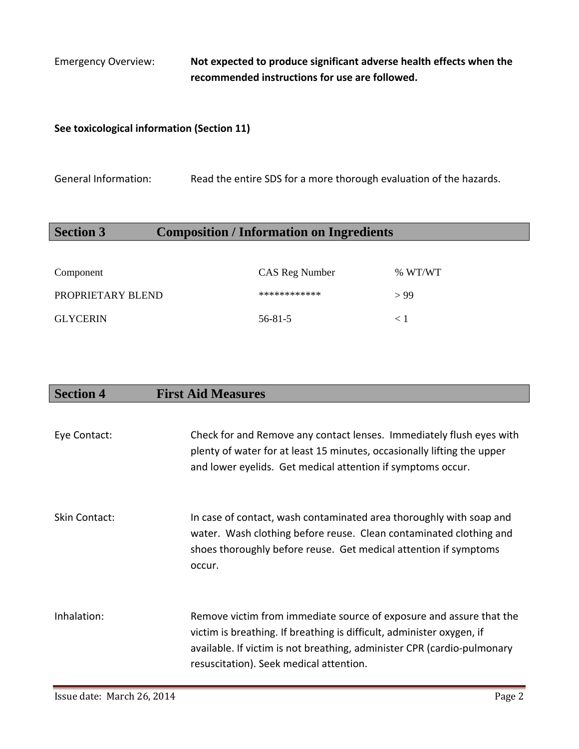Emergency Overview: **Not expected to produce significant adverse health effects when the recommended instructions for use are followed.**

**See toxicological information (Section 11)**

General Information: Read the entire SDS for a more thorough evaluation of the hazards.

## Section 3 Composition / Information on Ingredients

| Component | CAS Reg Number | % WT/WT |
|---|---|---|
| PROPRIETARY BLEND | ************ | > 99 |
| GLYCERIN | 56-81-5 | < 1 |

## Section 4 First Aid Measures

Eye Contact: Check for and Remove any contact lenses. Immediately flush eyes with plenty of water for at least 15 minutes, occasionally lifting the upper and lower eyelids. Get medical attention if symptoms occur.

Skin Contact: In case of contact, wash contaminated area thoroughly with soap and water. Wash clothing before reuse. Clean contaminated clothing and shoes thoroughly before reuse. Get medical attention if symptoms occur.

Inhalation: Remove victim from immediate source of exposure and assure that the victim is breathing. If breathing is difficult, administer oxygen, if available. If victim is not breathing, administer CPR (cardio-pulmonary resuscitation). Seek medical attention.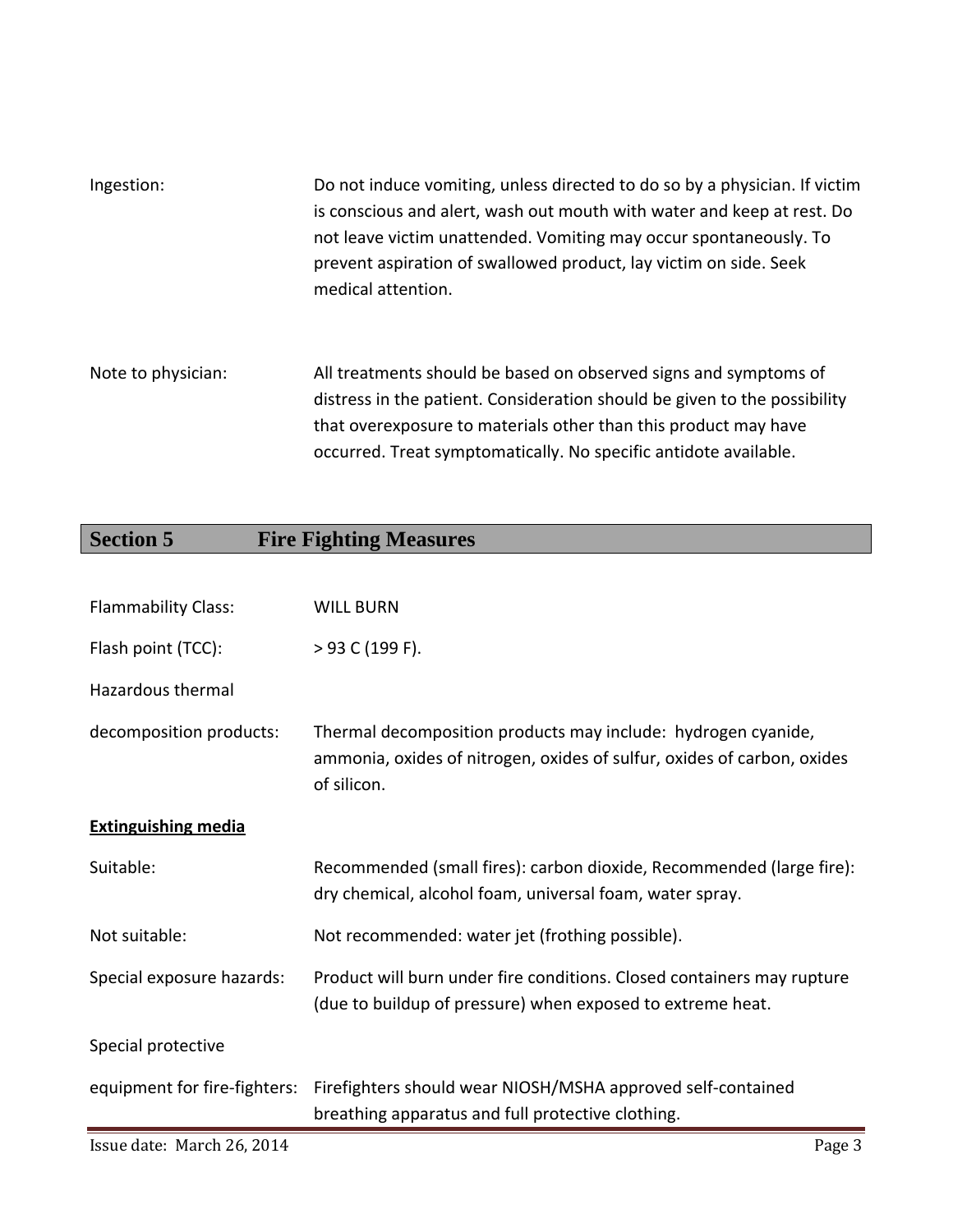Ingestion: Do not induce vomiting, unless directed to do so by a physician. If victim is conscious and alert, wash out mouth with water and keep at rest. Do not leave victim unattended. Vomiting may occur spontaneously. To prevent aspiration of swallowed product, lay victim on side. Seek medical attention.

Note to physician: All treatments should be based on observed signs and symptoms of distress in the patient. Consideration should be given to the possibility that overexposure to materials other than this product may have occurred. Treat symptomatically. No specific antidote available.

## Section 5 Fire Fighting Measures

Flammability Class: WILL BURN

Flash point (TCC): > 93 C (199 F).

Hazardous thermal decomposition products: Thermal decomposition products may include: hydrogen cyanide, ammonia, oxides of nitrogen, oxides of sulfur, oxides of carbon, oxides of silicon.

**Extinguishing media**

Suitable: Recommended (small fires): carbon dioxide, Recommended (large fire): dry chemical, alcohol foam, universal foam, water spray.

Not suitable: Not recommended: water jet (frothing possible).

Special exposure hazards: Product will burn under fire conditions. Closed containers may rupture (due to buildup of pressure) when exposed to extreme heat.

Special protective equipment for fire-fighters: Firefighters should wear NIOSH/MSHA approved self-contained breathing apparatus and full protective clothing.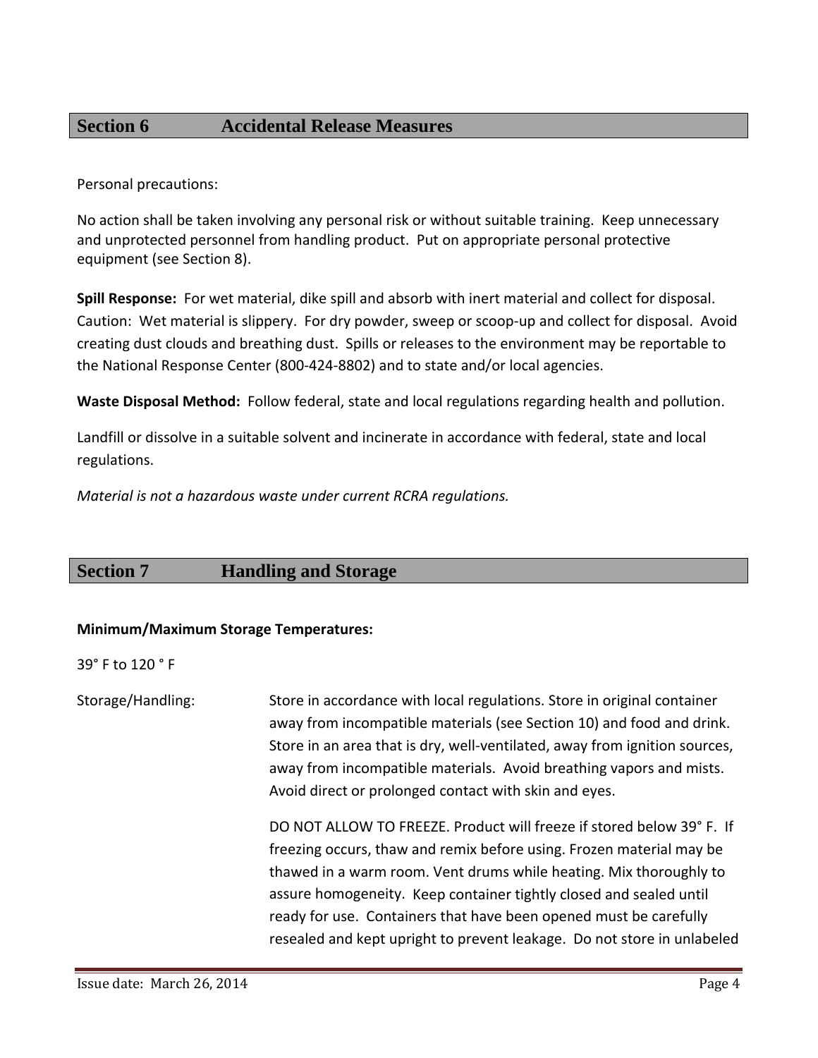## Section 6 Accidental Release Measures

Personal precautions:

No action shall be taken involving any personal risk or without suitable training. Keep unnecessary and unprotected personnel from handling product. Put on appropriate personal protective equipment (see Section 8).

**Spill Response:** For wet material, dike spill and absorb with inert material and collect for disposal. Caution: Wet material is slippery. For dry powder, sweep or scoop-up and collect for disposal. Avoid creating dust clouds and breathing dust. Spills or releases to the environment may be reportable to the National Response Center (800-424-8802) and to state and/or local agencies.

**Waste Disposal Method:** Follow federal, state and local regulations regarding health and pollution.

Landfill or dissolve in a suitable solvent and incinerate in accordance with federal, state and local regulations.

*Material is not a hazardous waste under current RCRA regulations.*

## Section 7 Handling and Storage

**Minimum/Maximum Storage Temperatures:**

39° F to 120 ° F

Storage/Handling: Store in accordance with local regulations. Store in original container away from incompatible materials (see Section 10) and food and drink. Store in an area that is dry, well-ventilated, away from ignition sources, away from incompatible materials. Avoid breathing vapors and mists. Avoid direct or prolonged contact with skin and eyes.

DO NOT ALLOW TO FREEZE. Product will freeze if stored below 39° F. If freezing occurs, thaw and remix before using. Frozen material may be thawed in a warm room. Vent drums while heating. Mix thoroughly to assure homogeneity. Keep container tightly closed and sealed until ready for use. Containers that have been opened must be carefully resealed and kept upright to prevent leakage. Do not store in unlabeled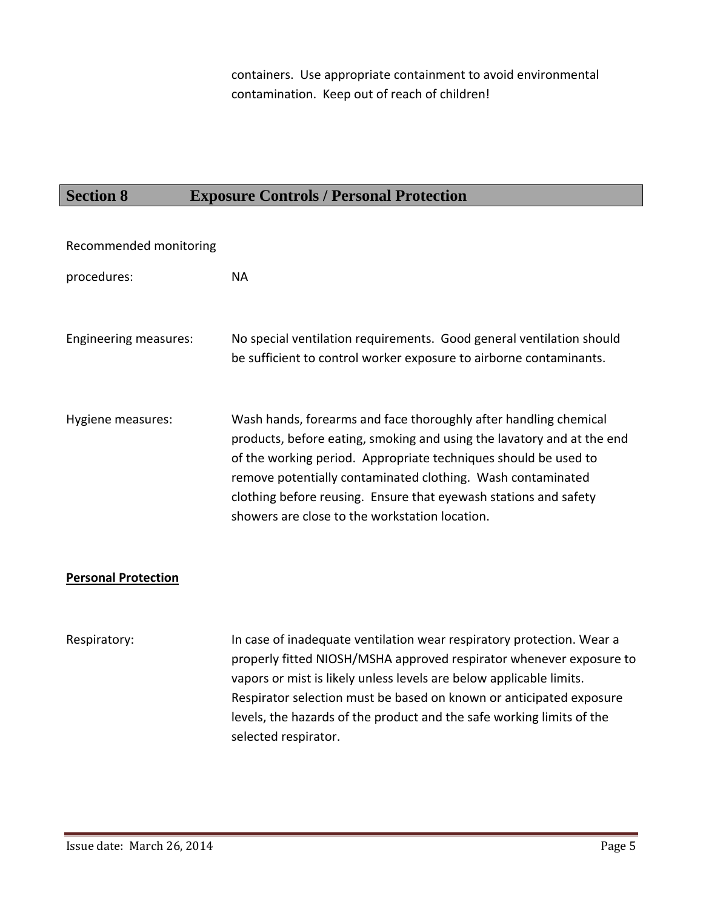containers. Use appropriate containment to avoid environmental contamination. Keep out of reach of children!

## Section 8 Exposure Controls / Personal Protection

Recommended monitoring procedures: NA

Engineering measures: No special ventilation requirements. Good general ventilation should be sufficient to control worker exposure to airborne contaminants.

Hygiene measures: Wash hands, forearms and face thoroughly after handling chemical products, before eating, smoking and using the lavatory and at the end of the working period. Appropriate techniques should be used to remove potentially contaminated clothing. Wash contaminated clothing before reusing. Ensure that eyewash stations and safety showers are close to the workstation location.

**Personal Protection**

Respiratory: In case of inadequate ventilation wear respiratory protection. Wear a properly fitted NIOSH/MSHA approved respirator whenever exposure to vapors or mist is likely unless levels are below applicable limits. Respirator selection must be based on known or anticipated exposure levels, the hazards of the product and the safe working limits of the selected respirator.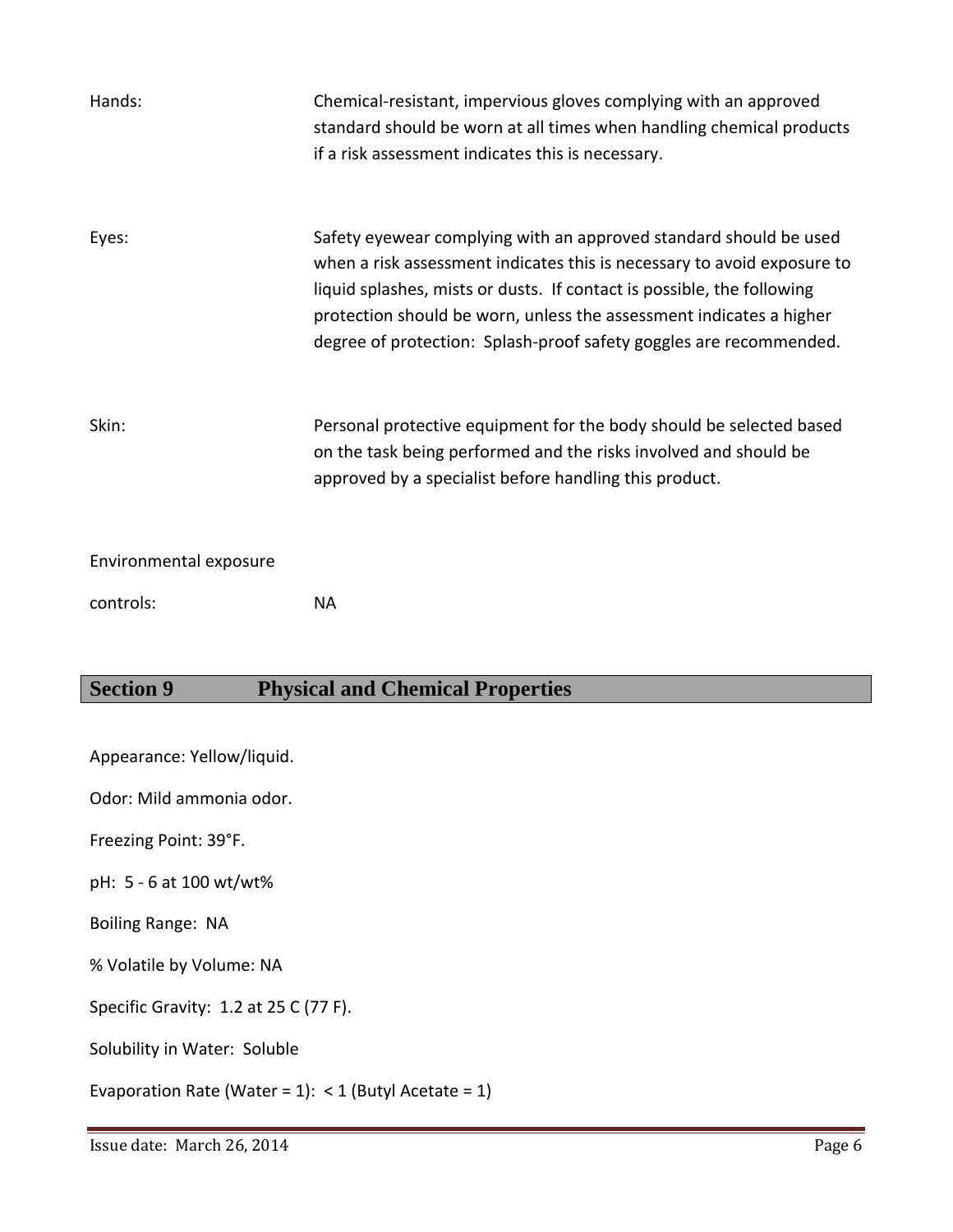Hands: Chemical-resistant, impervious gloves complying with an approved standard should be worn at all times when handling chemical products if a risk assessment indicates this is necessary.

Eyes: Safety eyewear complying with an approved standard should be used when a risk assessment indicates this is necessary to avoid exposure to liquid splashes, mists or dusts. If contact is possible, the following protection should be worn, unless the assessment indicates a higher degree of protection: Splash-proof safety goggles are recommended.

Skin: Personal protective equipment for the body should be selected based on the task being performed and the risks involved and should be approved by a specialist before handling this product.

Environmental exposure controls: NA

## Section 9 Physical and Chemical Properties

Appearance: Yellow/liquid.

Odor: Mild ammonia odor.

Freezing Point: 39°F.

pH: 5 - 6 at 100 wt/wt%

Boiling Range: NA

% Volatile by Volume: NA

Specific Gravity: 1.2 at 25 C (77 F).

Solubility in Water: Soluble

Evaporation Rate (Water = 1): < 1 (Butyl Acetate = 1)

Issue date: March 26, 2014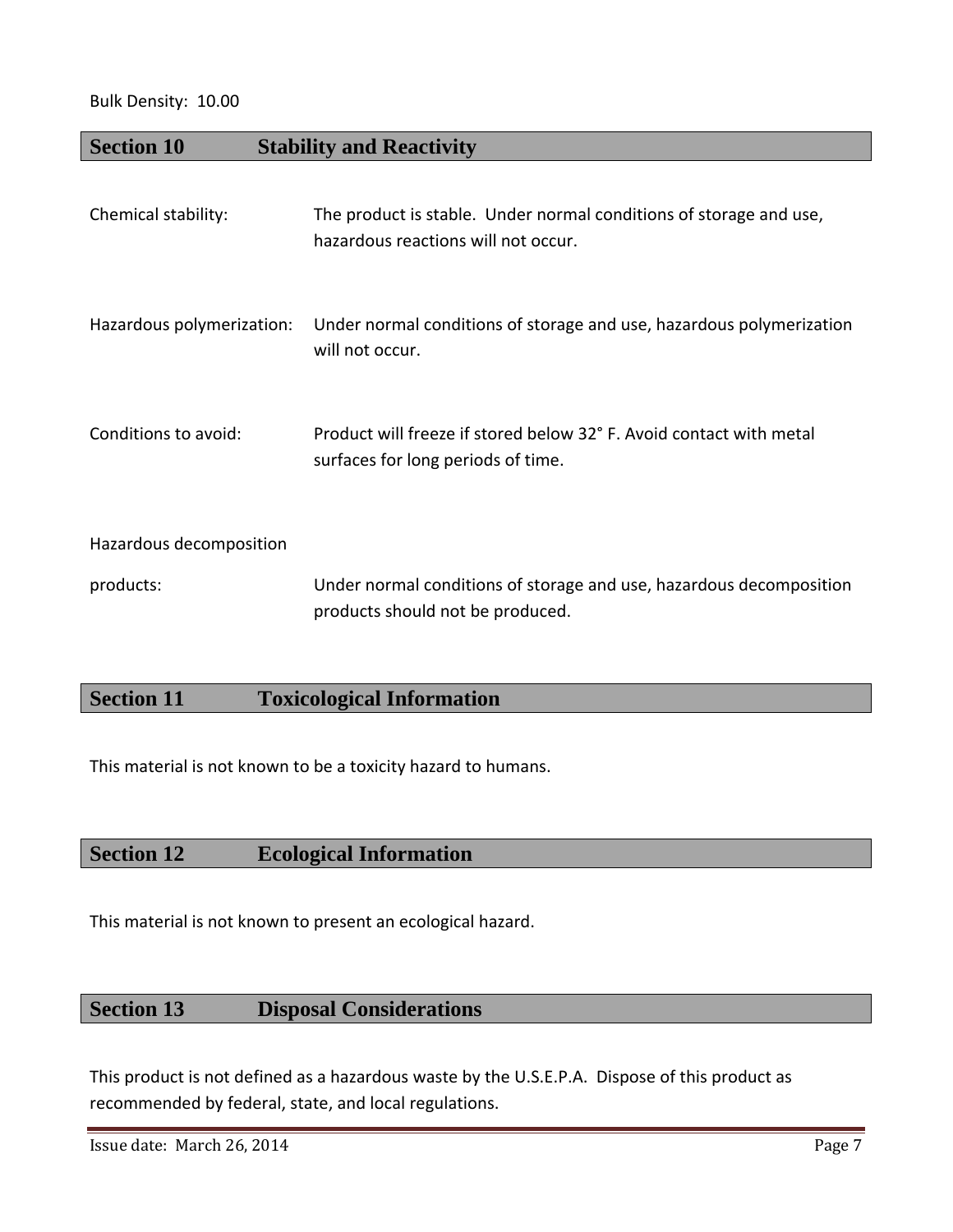Bulk Density: 10.00

## Section 10 Stability and Reactivity

Chemical stability: The product is stable. Under normal conditions of storage and use, hazardous reactions will not occur.

Hazardous polymerization: Under normal conditions of storage and use, hazardous polymerization will not occur.

Conditions to avoid: Product will freeze if stored below 32° F. Avoid contact with metal surfaces for long periods of time.

Hazardous decomposition products: Under normal conditions of storage and use, hazardous decomposition products should not be produced.

## Section 11 Toxicological Information

This material is not known to be a toxicity hazard to humans.

## Section 12 Ecological Information

This material is not known to present an ecological hazard.

## Section 13 Disposal Considerations

This product is not defined as a hazardous waste by the U.S.E.P.A. Dispose of this product as recommended by federal, state, and local regulations.

Issue date: March 26, 2014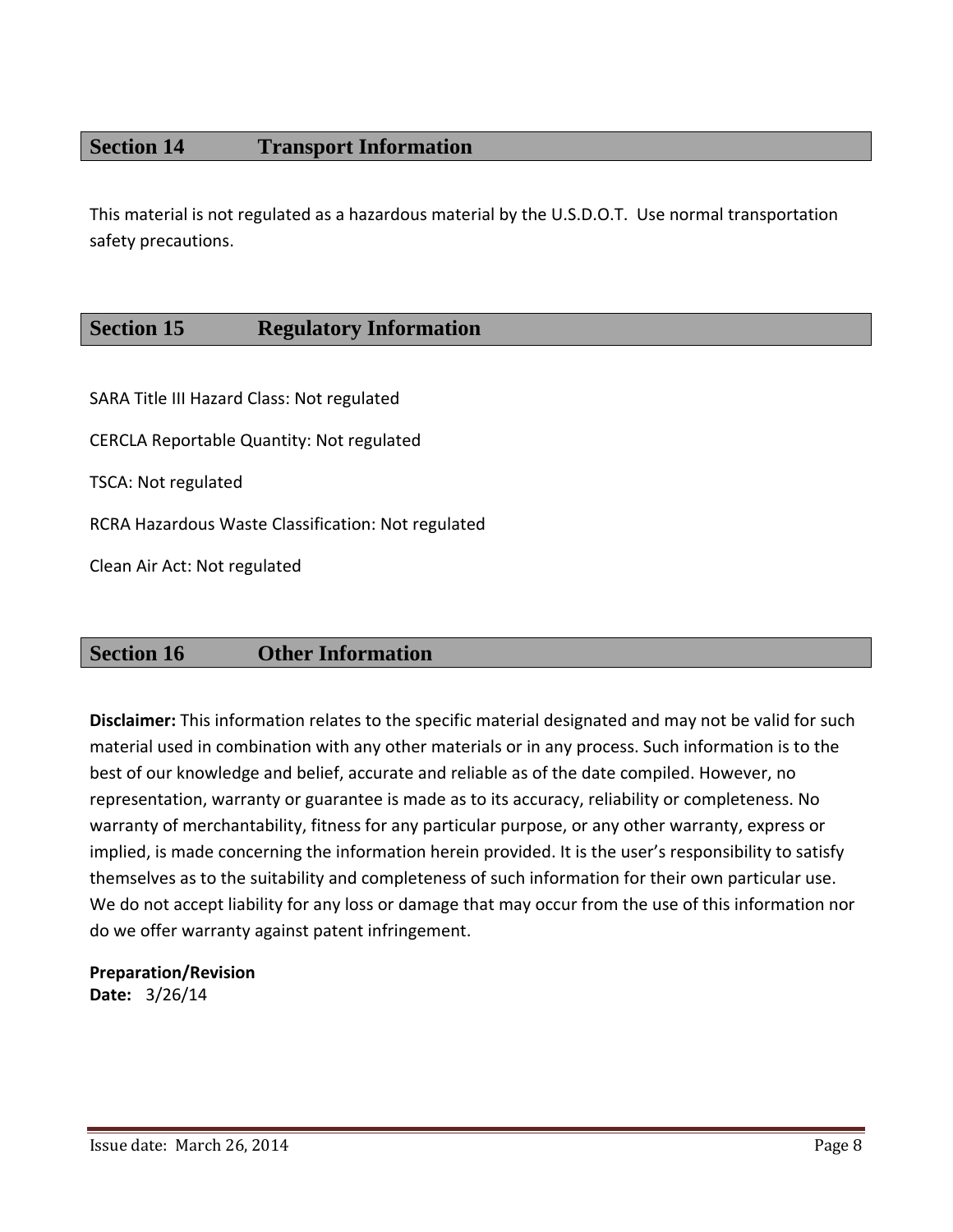## Section 14 Transport Information

This material is not regulated as a hazardous material by the U.S.D.O.T. Use normal transportation safety precautions.

## Section 15 Regulatory Information

SARA Title III Hazard Class: Not regulated

CERCLA Reportable Quantity: Not regulated

TSCA: Not regulated

RCRA Hazardous Waste Classification: Not regulated

Clean Air Act: Not regulated

## Section 16 Other Information

**Disclaimer:** This information relates to the specific material designated and may not be valid for such material used in combination with any other materials or in any process. Such information is to the best of our knowledge and belief, accurate and reliable as of the date compiled. However, no representation, warranty or guarantee is made as to its accuracy, reliability or completeness. No warranty of merchantability, fitness for any particular purpose, or any other warranty, express or implied, is made concerning the information herein provided. It is the user's responsibility to satisfy themselves as to the suitability and completeness of such information for their own particular use. We do not accept liability for any loss or damage that may occur from the use of this information nor do we offer warranty against patent infringement.

**Preparation/Revision**
**Date:** 3/26/14